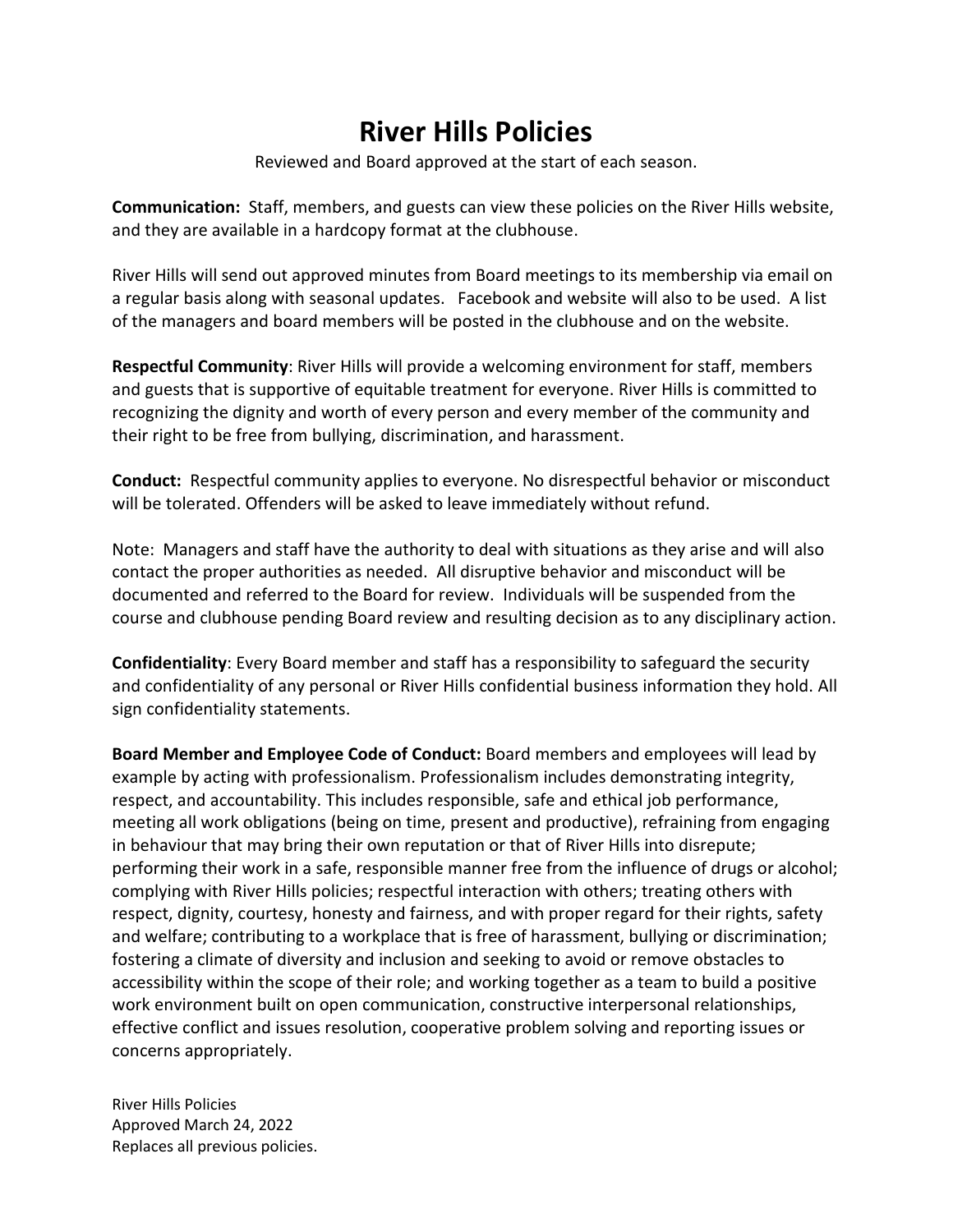# River Hills Policies

Reviewed and Board approved at the start of each season.

**Communication:** Staff, members, and guests can view these policies on the River Hills website, and they are available in a hardcopy format at the clubhouse.

River Hills will send out approved minutes from Board meetings to its membership via email on a regular basis along with seasonal updates. Facebook and website will also to be used. A list of the managers and board members will be posted in the clubhouse and on the website.

**Respectful Community**: River Hills will provide a welcoming environment for staff, members and guests that is supportive of equitable treatment for everyone. River Hills is committed to recognizing the dignity and worth of every person and every member of the community and their right to be free from bullying, discrimination, and harassment.

**Conduct:** Respectful community applies to everyone. No disrespectful behavior or misconduct will be tolerated. Offenders will be asked to leave immediately without refund.

Note: Managers and staff have the authority to deal with situations as they arise and will also contact the proper authorities as needed. All disruptive behavior and misconduct will be documented and referred to the Board for review. Individuals will be suspended from the course and clubhouse pending Board review and resulting decision as to any disciplinary action.

**Confidentiality**: Every Board member and staff has a responsibility to safeguard the security and confidentiality of any personal or River Hills confidential business information they hold. All sign confidentiality statements.

**Board Member and Employee Code of Conduct:** Board members and employees will lead by example by acting with professionalism. Professionalism includes demonstrating integrity, respect, and accountability. This includes responsible, safe and ethical job performance, meeting all work obligations (being on time, present and productive), refraining from engaging in behaviour that may bring their own reputation or that of River Hills into disrepute; performing their work in a safe, responsible manner free from the influence of drugs or alcohol; complying with River Hills policies; respectful interaction with others; treating others with respect, dignity, courtesy, honesty and fairness, and with proper regard for their rights, safety and welfare; contributing to a workplace that is free of harassment, bullying or discrimination; fostering a climate of diversity and inclusion and seeking to avoid or remove obstacles to accessibility within the scope of their role; and working together as a team to build a positive work environment built on open communication, constructive interpersonal relationships, effective conflict and issues resolution, cooperative problem solving and reporting issues or concerns appropriately.

River Hills Policies
Approved March 24, 2022
Replaces all previous policies.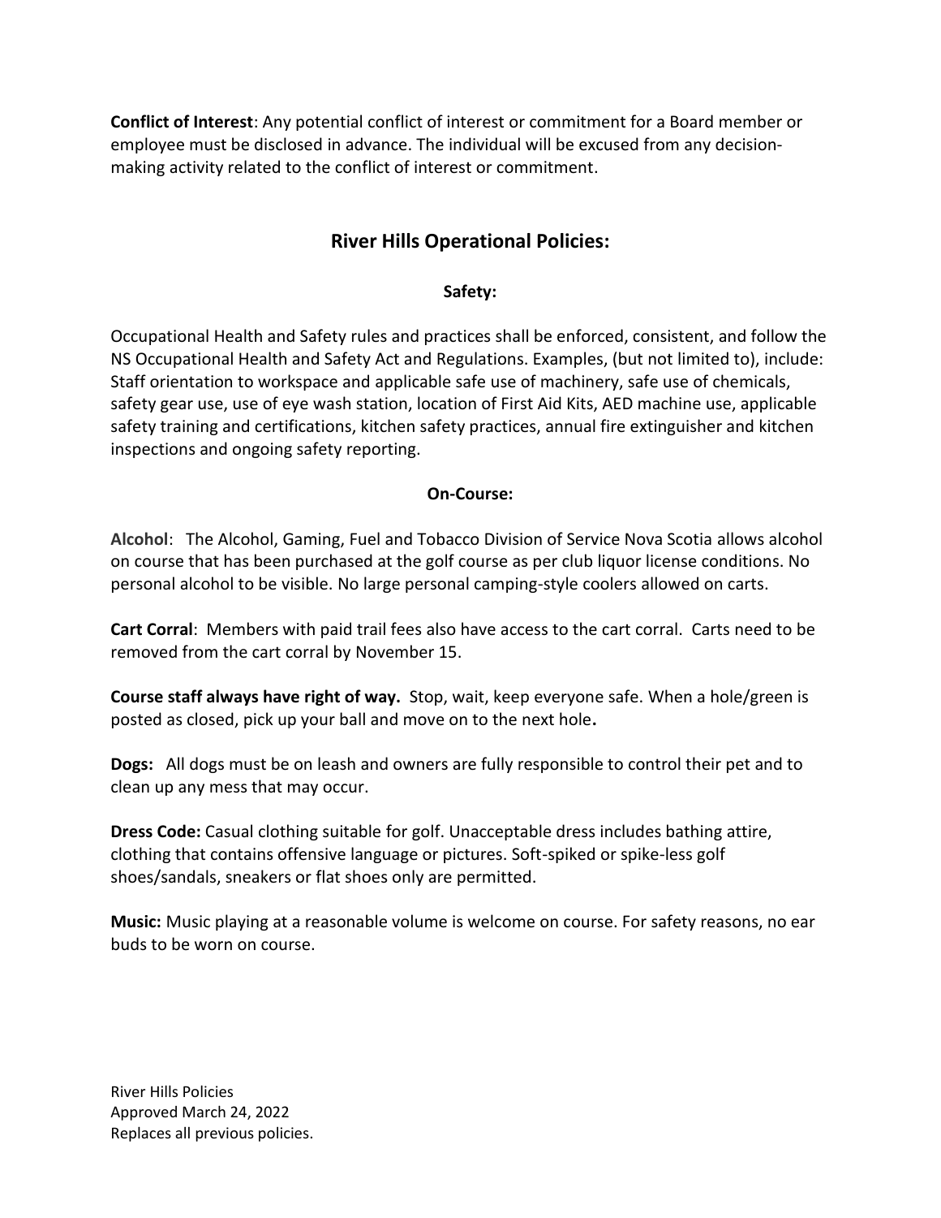**Conflict of Interest**: Any potential conflict of interest or commitment for a Board member or employee must be disclosed in advance. The individual will be excused from any decision-making activity related to the conflict of interest or commitment.

## River Hills Operational Policies:

### Safety:

Occupational Health and Safety rules and practices shall be enforced, consistent, and follow the NS Occupational Health and Safety Act and Regulations. Examples, (but not limited to), include: Staff orientation to workspace and applicable safe use of machinery, safe use of chemicals, safety gear use, use of eye wash station, location of First Aid Kits, AED machine use, applicable safety training and certifications, kitchen safety practices, annual fire extinguisher and kitchen inspections and ongoing safety reporting.

### On-Course:

**Alcohol**: The Alcohol, Gaming, Fuel and Tobacco Division of Service Nova Scotia allows alcohol on course that has been purchased at the golf course as per club liquor license conditions. No personal alcohol to be visible. No large personal camping-style coolers allowed on carts.

**Cart Corral**: Members with paid trail fees also have access to the cart corral. Carts need to be removed from the cart corral by November 15.

**Course staff always have right of way.** Stop, wait, keep everyone safe. When a hole/green is posted as closed, pick up your ball and move on to the next hole**.**

**Dogs:** All dogs must be on leash and owners are fully responsible to control their pet and to clean up any mess that may occur.

**Dress Code:** Casual clothing suitable for golf. Unacceptable dress includes bathing attire, clothing that contains offensive language or pictures. Soft-spiked or spike-less golf shoes/sandals, sneakers or flat shoes only are permitted.

**Music:** Music playing at a reasonable volume is welcome on course. For safety reasons, no ear buds to be worn on course.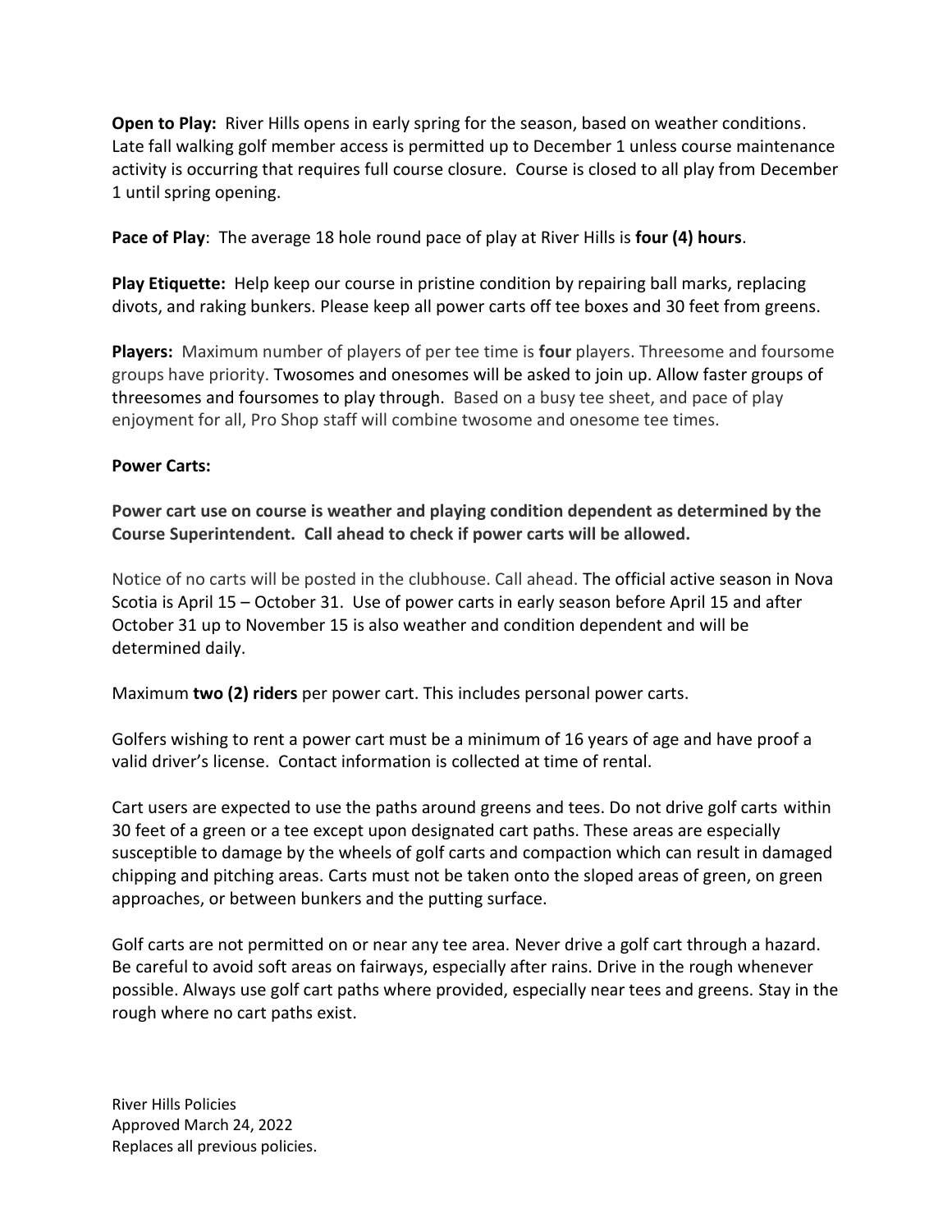**Open to Play:** River Hills opens in early spring for the season, based on weather conditions. Late fall walking golf member access is permitted up to December 1 unless course maintenance activity is occurring that requires full course closure. Course is closed to all play from December 1 until spring opening.

**Pace of Play**: The average 18 hole round pace of play at River Hills is **four (4) hours**.

**Play Etiquette:** Help keep our course in pristine condition by repairing ball marks, replacing divots, and raking bunkers. Please keep all power carts off tee boxes and 30 feet from greens.

**Players:** Maximum number of players of per tee time is **four** players. Threesome and foursome groups have priority. Twosomes and onesomes will be asked to join up. Allow faster groups of threesomes and foursomes to play through. Based on a busy tee sheet, and pace of play enjoyment for all, Pro Shop staff will combine twosome and onesome tee times.

**Power Carts:**

**Power cart use on course is weather and playing condition dependent as determined by the Course Superintendent. Call ahead to check if power carts will be allowed.**

Notice of no carts will be posted in the clubhouse. Call ahead. The official active season in Nova Scotia is April 15 – October 31. Use of power carts in early season before April 15 and after October 31 up to November 15 is also weather and condition dependent and will be determined daily.

Maximum **two (2) riders** per power cart. This includes personal power carts.

Golfers wishing to rent a power cart must be a minimum of 16 years of age and have proof a valid driver's license. Contact information is collected at time of rental.

Cart users are expected to use the paths around greens and tees. Do not drive golf carts within 30 feet of a green or a tee except upon designated cart paths. These areas are especially susceptible to damage by the wheels of golf carts and compaction which can result in damaged chipping and pitching areas. Carts must not be taken onto the sloped areas of green, on green approaches, or between bunkers and the putting surface.

Golf carts are not permitted on or near any tee area. Never drive a golf cart through a hazard. Be careful to avoid soft areas on fairways, especially after rains. Drive in the rough whenever possible. Always use golf cart paths where provided, especially near tees and greens. Stay in the rough where no cart paths exist.

River Hills Policies
Approved March 24, 2022
Replaces all previous policies.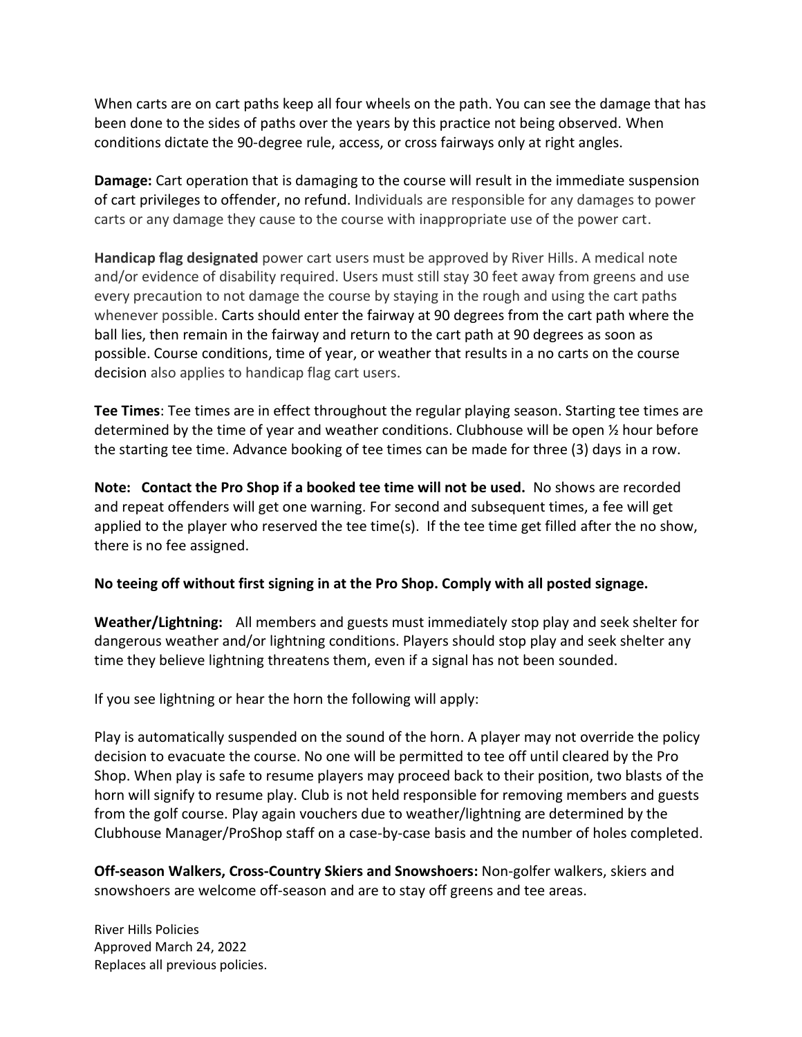When carts are on cart paths keep all four wheels on the path. You can see the damage that has been done to the sides of paths over the years by this practice not being observed. When conditions dictate the 90-degree rule, access, or cross fairways only at right angles.

**Damage:** Cart operation that is damaging to the course will result in the immediate suspension of cart privileges to offender, no refund. Individuals are responsible for any damages to power carts or any damage they cause to the course with inappropriate use of the power cart.

**Handicap flag designated** power cart users must be approved by River Hills. A medical note and/or evidence of disability required. Users must still stay 30 feet away from greens and use every precaution to not damage the course by staying in the rough and using the cart paths whenever possible. Carts should enter the fairway at 90 degrees from the cart path where the ball lies, then remain in the fairway and return to the cart path at 90 degrees as soon as possible. Course conditions, time of year, or weather that results in a no carts on the course decision also applies to handicap flag cart users.

**Tee Times**: Tee times are in effect throughout the regular playing season. Starting tee times are determined by the time of year and weather conditions. Clubhouse will be open ½ hour before the starting tee time. Advance booking of tee times can be made for three (3) days in a row.

**Note: Contact the Pro Shop if a booked tee time will not be used.** No shows are recorded and repeat offenders will get one warning. For second and subsequent times, a fee will get applied to the player who reserved the tee time(s). If the tee time get filled after the no show, there is no fee assigned.

**No teeing off without first signing in at the Pro Shop. Comply with all posted signage.**

**Weather/Lightning:** All members and guests must immediately stop play and seek shelter for dangerous weather and/or lightning conditions. Players should stop play and seek shelter any time they believe lightning threatens them, even if a signal has not been sounded.

If you see lightning or hear the horn the following will apply:

Play is automatically suspended on the sound of the horn. A player may not override the policy decision to evacuate the course. No one will be permitted to tee off until cleared by the Pro Shop. When play is safe to resume players may proceed back to their position, two blasts of the horn will signify to resume play. Club is not held responsible for removing members and guests from the golf course. Play again vouchers due to weather/lightning are determined by the Clubhouse Manager/ProShop staff on a case-by-case basis and the number of holes completed.

**Off-season Walkers, Cross-Country Skiers and Snowshoers:** Non-golfer walkers, skiers and snowshoers are welcome off-season and are to stay off greens and tee areas.

River Hills Policies
Approved March 24, 2022
Replaces all previous policies.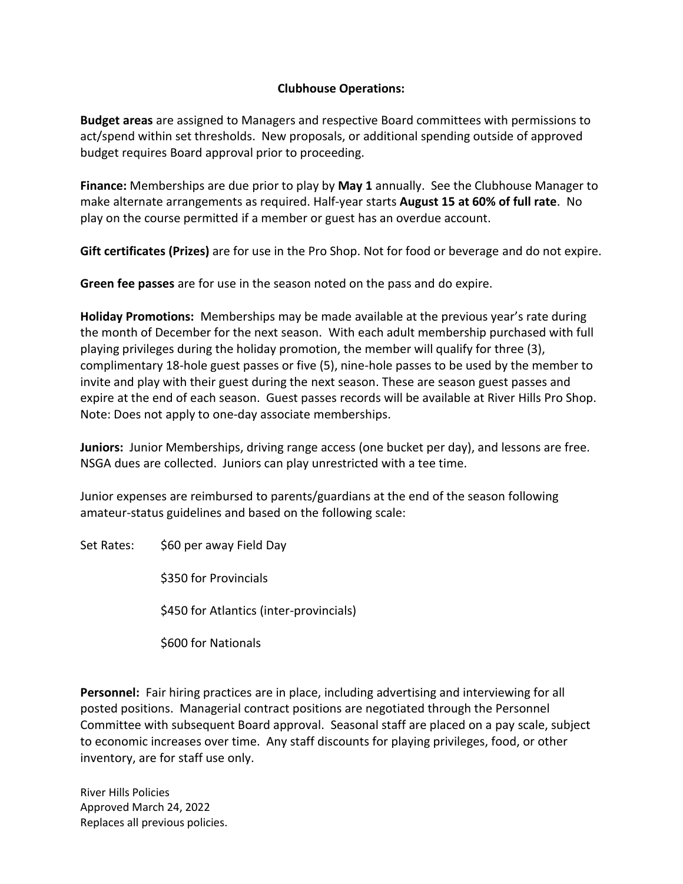## Clubhouse Operations:

**Budget areas** are assigned to Managers and respective Board committees with permissions to act/spend within set thresholds. New proposals, or additional spending outside of approved budget requires Board approval prior to proceeding.

**Finance:** Memberships are due prior to play by **May 1** annually. See the Clubhouse Manager to make alternate arrangements as required. Half-year starts **August 15 at 60% of full rate**. No play on the course permitted if a member or guest has an overdue account.

**Gift certificates (Prizes)** are for use in the Pro Shop. Not for food or beverage and do not expire.

**Green fee passes** are for use in the season noted on the pass and do expire.

**Holiday Promotions:** Memberships may be made available at the previous year's rate during the month of December for the next season. With each adult membership purchased with full playing privileges during the holiday promotion, the member will qualify for three (3), complimentary 18-hole guest passes or five (5), nine-hole passes to be used by the member to invite and play with their guest during the next season. These are season guest passes and expire at the end of each season. Guest passes records will be available at River Hills Pro Shop. Note: Does not apply to one-day associate memberships.

**Juniors:** Junior Memberships, driving range access (one bucket per day), and lessons are free. NSGA dues are collected. Juniors can play unrestricted with a tee time.

Junior expenses are reimbursed to parents/guardians at the end of the season following amateur-status guidelines and based on the following scale:

Set Rates:
- $60 per away Field Day
- $350 for Provincials
- $450 for Atlantics (inter-provincials)
- $600 for Nationals

**Personnel:** Fair hiring practices are in place, including advertising and interviewing for all posted positions. Managerial contract positions are negotiated through the Personnel Committee with subsequent Board approval. Seasonal staff are placed on a pay scale, subject to economic increases over time. Any staff discounts for playing privileges, food, or other inventory, are for staff use only.

River Hills Policies
Approved March 24, 2022
Replaces all previous policies.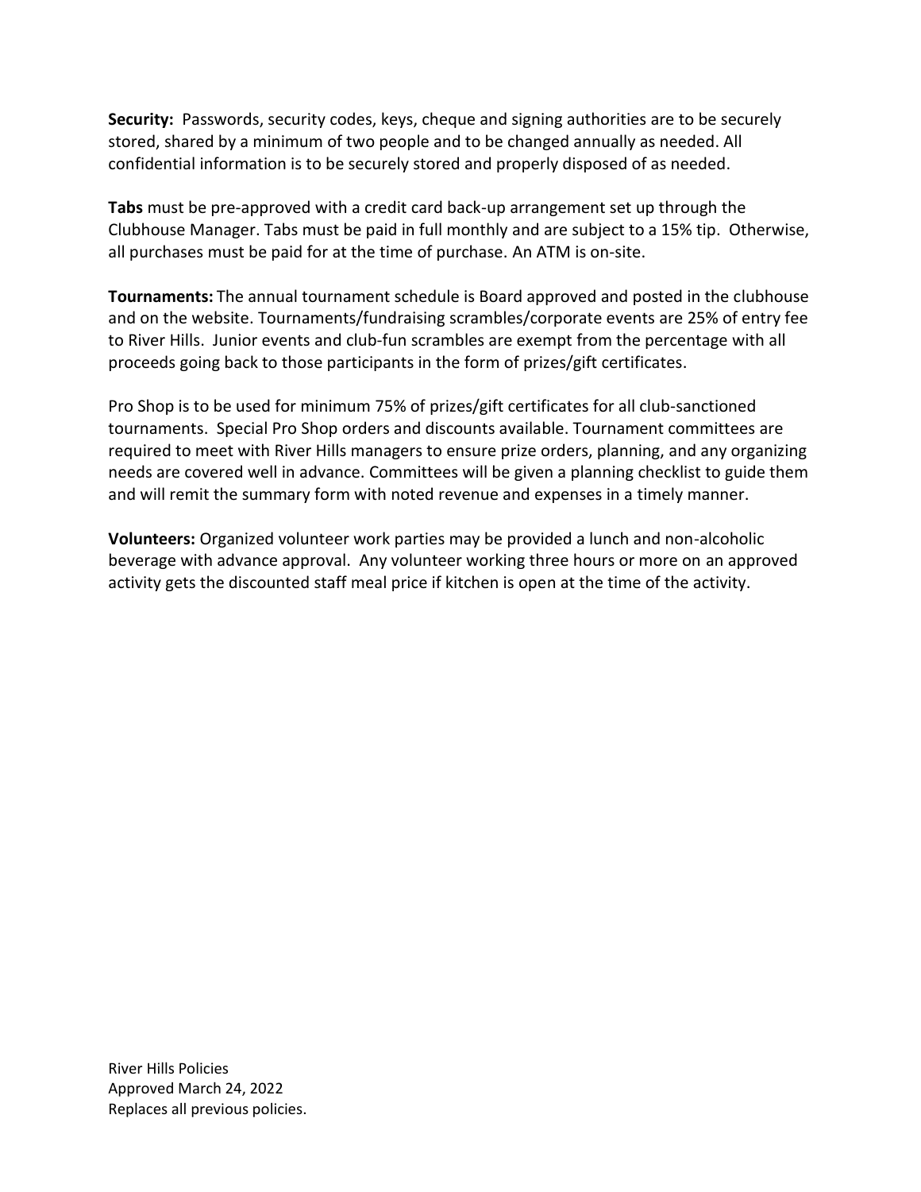**Security:** Passwords, security codes, keys, cheque and signing authorities are to be securely stored, shared by a minimum of two people and to be changed annually as needed. All confidential information is to be securely stored and properly disposed of as needed.

**Tabs** must be pre-approved with a credit card back-up arrangement set up through the Clubhouse Manager. Tabs must be paid in full monthly and are subject to a 15% tip. Otherwise, all purchases must be paid for at the time of purchase. An ATM is on-site.

**Tournaments:** The annual tournament schedule is Board approved and posted in the clubhouse and on the website. Tournaments/fundraising scrambles/corporate events are 25% of entry fee to River Hills. Junior events and club-fun scrambles are exempt from the percentage with all proceeds going back to those participants in the form of prizes/gift certificates.

Pro Shop is to be used for minimum 75% of prizes/gift certificates for all club-sanctioned tournaments. Special Pro Shop orders and discounts available. Tournament committees are required to meet with River Hills managers to ensure prize orders, planning, and any organizing needs are covered well in advance. Committees will be given a planning checklist to guide them and will remit the summary form with noted revenue and expenses in a timely manner.

**Volunteers:** Organized volunteer work parties may be provided a lunch and non-alcoholic beverage with advance approval. Any volunteer working three hours or more on an approved activity gets the discounted staff meal price if kitchen is open at the time of the activity.

River Hills Policies
Approved March 24, 2022
Replaces all previous policies.